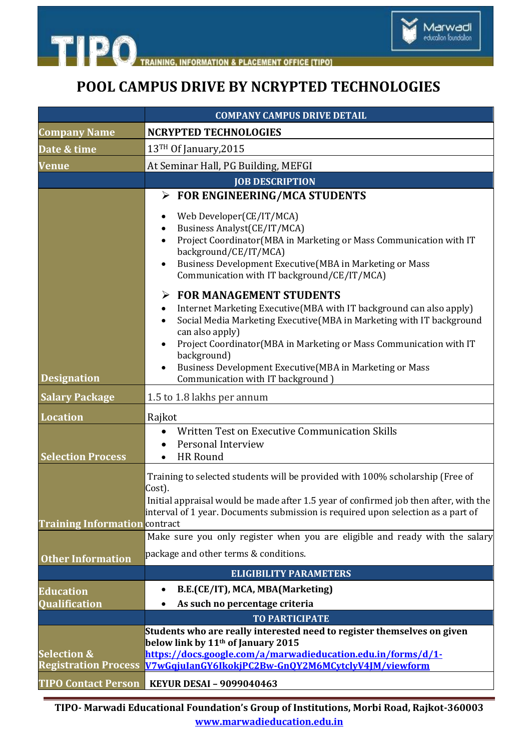# POOL CAMPUS DRIVE BY NCRYPTED TECHNOLOGIES

| | COMPANY CAMPUS DRIVE DETAIL |
|---|---|
| **Company Name** | **NCRYPTED TECHNOLOGIES** |
| **Date & time** | 13TH Of January,2015 |
| **Venue** | At Seminar Hall, PG Building, MEFGI |
| | **JOB DESCRIPTION** |
| **Designation** | ➢ **FOR ENGINEERING/MCA STUDENTS**<br>• Web Developer(CE/IT/MCA)<br>• Business Analyst(CE/IT/MCA)<br>• Project Coordinator(MBA in Marketing or Mass Communication with IT background/CE/IT/MCA)<br>• Business Development Executive(MBA in Marketing or Mass Communication with IT background/CE/IT/MCA)<br>➢ **FOR MANAGEMENT STUDENTS**<br>• Internet Marketing Executive(MBA with IT background can also apply)<br>• Social Media Marketing Executive(MBA in Marketing with IT background can also apply)<br>• Project Coordinator(MBA in Marketing or Mass Communication with IT background)<br>• Business Development Executive(MBA in Marketing or Mass Communication with IT background ) |
| **Salary Package** | 1.5 to 1.8 lakhs per annum |
| **Location** | Rajkot |
| **Selection Process** | • Written Test on Executive Communication Skills<br>• Personal Interview<br>• HR Round |
| **Training Information** | Training to selected students will be provided with 100% scholarship (Free of Cost).<br>Initial appraisal would be made after 1.5 year of confirmed job then after, with the interval of 1 year. Documents submission is required upon selection as a part of contract |
| **Other Information** | Make sure you only register when you are eligible and ready with the salary package and other terms & conditions. |
| | **ELIGIBILITY PARAMETERS** |
| **Education Qualification** | • **B.E.(CE/IT), MCA, MBA(Marketing)**<br>• **As such no percentage criteria** |
| | **TO PARTICIPATE** |
| **Selection & Registration Process** | **Students who are really interested need to register themselves on given below link by 11th of January 2015**<br>**https://docs.google.com/a/marwadieducation.edu.in/forms/d/1-V7wGqjuIanGY6IkokjPC2Bw-GnQY2M6MCytclyV4JM/viewform** |
| **TIPO Contact Person** | **KEYUR DESAI – 9099040463** |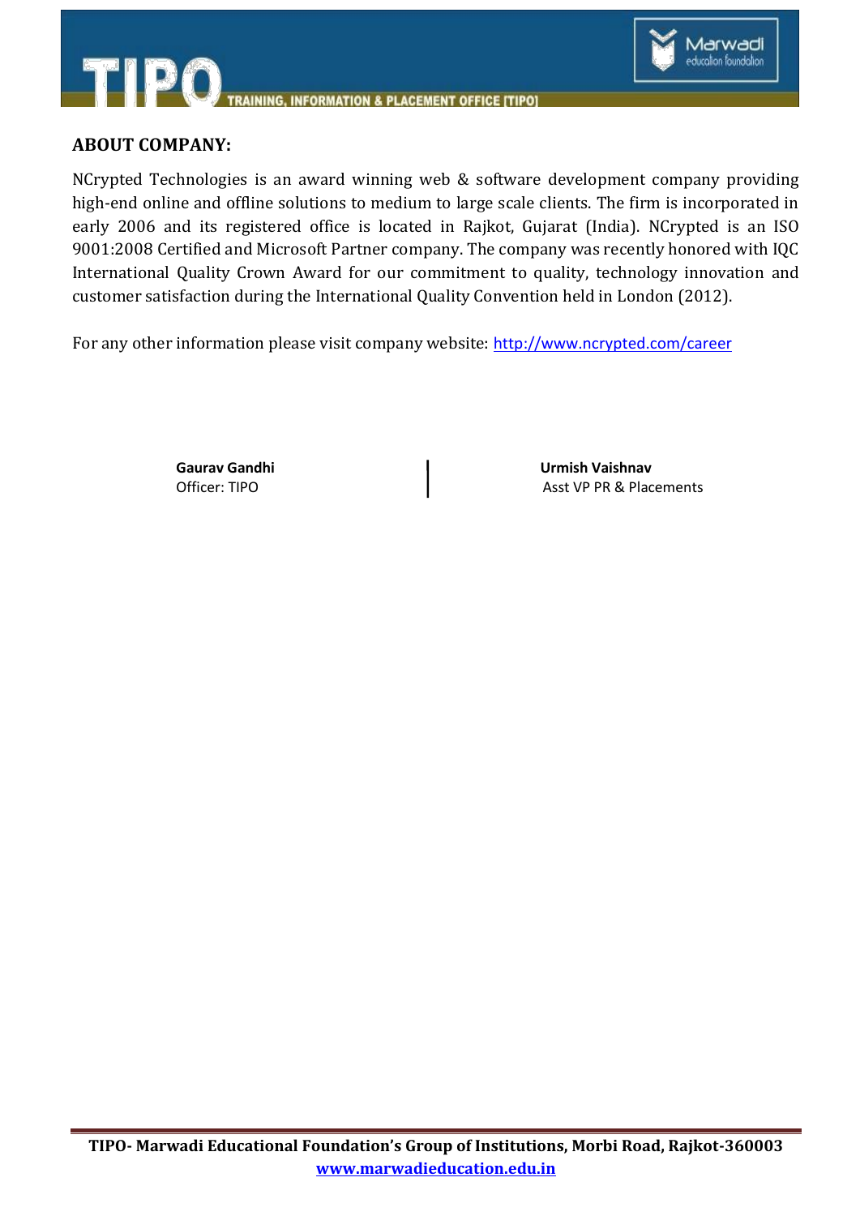## ABOUT COMPANY:

NCrypted Technologies is an award winning web & software development company providing high-end online and offline solutions to medium to large scale clients. The firm is incorporated in early 2006 and its registered office is located in Rajkot, Gujarat (India). NCrypted is an ISO 9001:2008 Certified and Microsoft Partner company. The company was recently honored with IQC International Quality Crown Award for our commitment to quality, technology innovation and customer satisfaction during the International Quality Convention held in London (2012).

For any other information please visit company website: http://www.ncrypted.com/career

**Gaurav Gandhi**
Officer: TIPO

**Urmish Vaishnav**
Asst VP PR & Placements